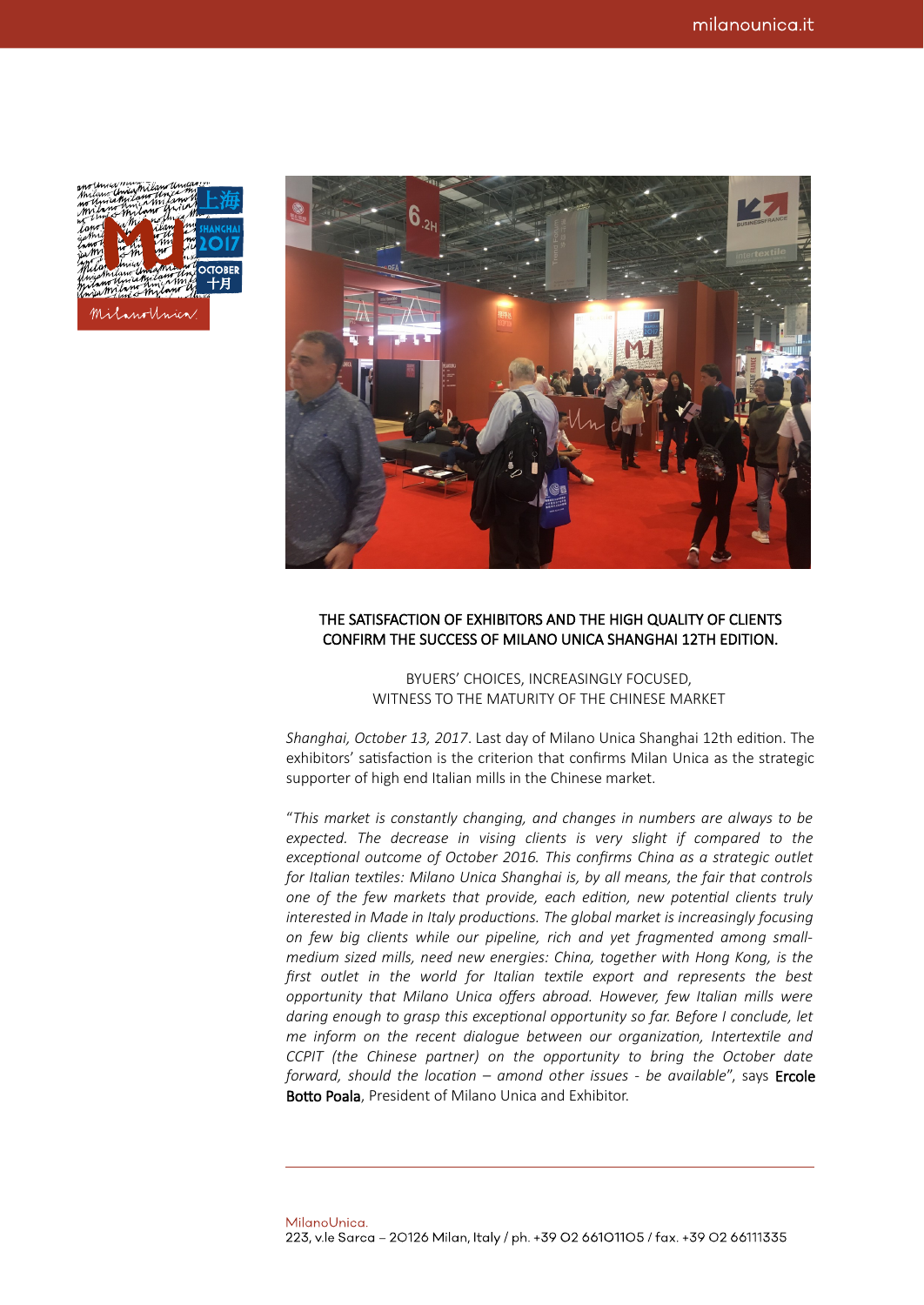## THE SATISFACTION OF EXHIBITORS AND THE HIGH QUALITY OF CLIENTS CONFIRM THE SUCCESS OF MILANO UNICA SHANGHAI 12TH EDITION.

BYUERS' CHOICES, INCREASINGLY FOCUSED,
WITNESS TO THE MATURITY OF THE CHINESE MARKET

*Shanghai, October 13, 2017*. Last day of Milano Unica Shanghai 12th edition. The exhibitors' satisfaction is the criterion that confirms Milan Unica as the strategic supporter of high end Italian mills in the Chinese market.

"*This market is constantly changing, and changes in numbers are always to be expected. The decrease in vising clients is very slight if compared to the exceptional outcome of October 2016. This confirms China as a strategic outlet for Italian textiles: Milano Unica Shanghai is, by all means, the fair that controls one of the few markets that provide, each edition, new potential clients truly interested in Made in Italy productions. The global market is increasingly focusing on few big clients while our pipeline, rich and yet fragmented among small-medium sized mills, need new energies: China, together with Hong Kong, is the first outlet in the world for Italian textile export and represents the best opportunity that Milano Unica offers abroad. However, few Italian mills were daring enough to grasp this exceptional opportunity so far. Before I conclude, let me inform on the recent dialogue between our organization, Intertextile and CCPIT (the Chinese partner) on the opportunity to bring the October date forward, should the location – amond other issues - be available*", says **Ercole Botto Poala**, President of Milano Unica and Exhibitor.

MilanoUnica.
223, v.le Sarca – 20126 Milan, Italy / ph. +39 02 66101105 / fax. +39 02 66111335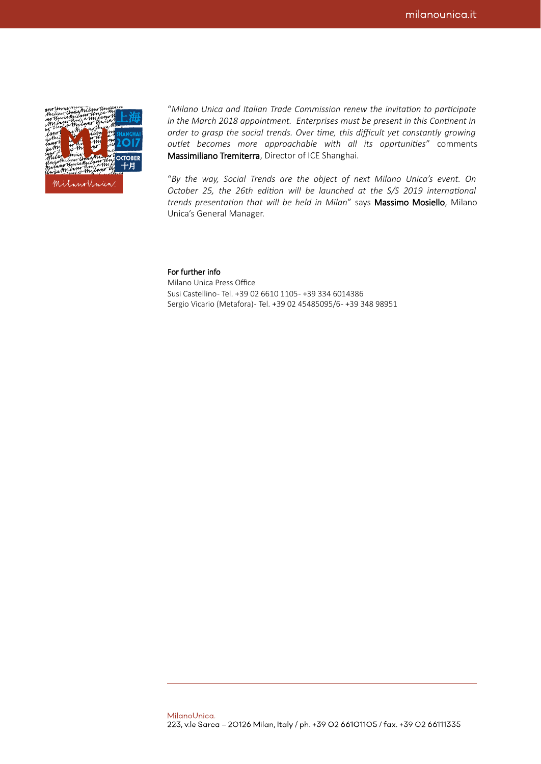"*Milano Unica and Italian Trade Commission renew the invitation to participate in the March 2018 appointment. Enterprises must be present in this Continent in order to grasp the social trends. Over time, this difficult yet constantly growing outlet becomes more approachable with all its opprtunities*" comments **Massimiliano Tremiterra**, Director of ICE Shanghai.

"*By the way, Social Trends are the object of next Milano Unica's event. On October 25, the 26th edition will be launched at the S/S 2019 international trends presentation that will be held in Milan*" says **Massimo Mosiello**, Milano Unica's General Manager.

**For further info**
Milano Unica Press Office
Susi Castellino- Tel. +39 02 6610 1105- +39 334 6014386
Sergio Vicario (Metafora)- Tel. +39 02 45485095/6- +39 348 98951